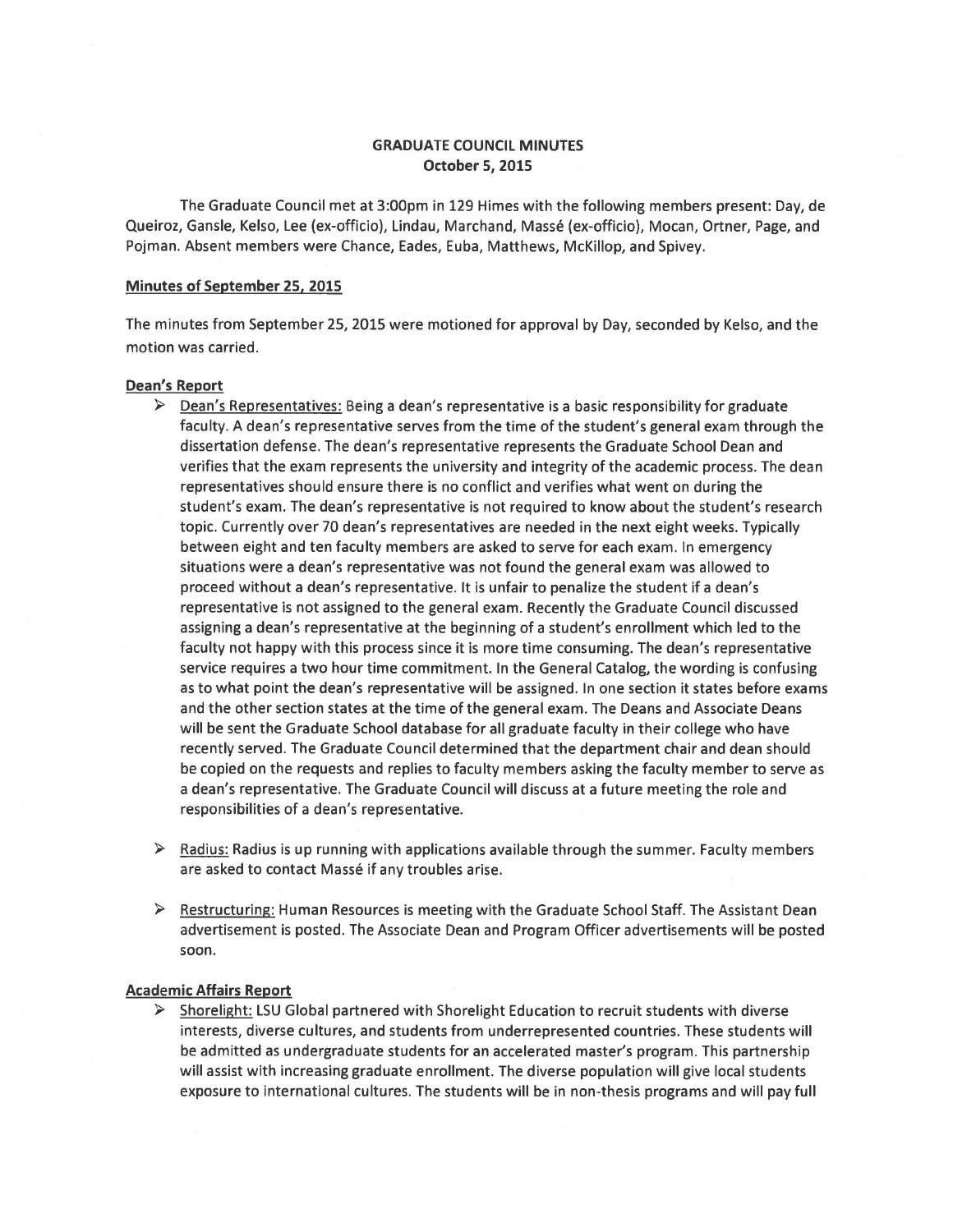# GRADUATE COUNCIL MINUTES
## October 5, 2015

The Graduate Council met at 3:00pm in 129 Himes with the following members present: Day, de Queiroz, Gansle, Kelso, Lee (ex-officio), Lindau, Marchand, Massé (ex-officio), Mocan, Ortner, Page, and Pojman. Absent members were Chance, Eades, Euba, Matthews, McKillop, and Spivey.

**Minutes of September 25, 2015**

The minutes from September 25, 2015 were motioned for approval by Day, seconded by Kelso, and the motion was carried.

**Dean's Report**

- Dean's Representatives: Being a dean's representative is a basic responsibility for graduate faculty. A dean's representative serves from the time of the student's general exam through the dissertation defense. The dean's representative represents the Graduate School Dean and verifies that the exam represents the university and integrity of the academic process. The dean representatives should ensure there is no conflict and verifies what went on during the student's exam. The dean's representative is not required to know about the student's research topic. Currently over 70 dean's representatives are needed in the next eight weeks. Typically between eight and ten faculty members are asked to serve for each exam. In emergency situations were a dean's representative was not found the general exam was allowed to proceed without a dean's representative. It is unfair to penalize the student if a dean's representative is not assigned to the general exam. Recently the Graduate Council discussed assigning a dean's representative at the beginning of a student's enrollment which led to the faculty not happy with this process since it is more time consuming. The dean's representative service requires a two hour time commitment. In the General Catalog, the wording is confusing as to what point the dean's representative will be assigned. In one section it states before exams and the other section states at the time of the general exam. The Deans and Associate Deans will be sent the Graduate School database for all graduate faculty in their college who have recently served. The Graduate Council determined that the department chair and dean should be copied on the requests and replies to faculty members asking the faculty member to serve as a dean's representative. The Graduate Council will discuss at a future meeting the role and responsibilities of a dean's representative.

- Radius: Radius is up running with applications available through the summer. Faculty members are asked to contact Massé if any troubles arise.

- Restructuring: Human Resources is meeting with the Graduate School Staff. The Assistant Dean advertisement is posted. The Associate Dean and Program Officer advertisements will be posted soon.

**Academic Affairs Report**

- Shorelight: LSU Global partnered with Shorelight Education to recruit students with diverse interests, diverse cultures, and students from underrepresented countries. These students will be admitted as undergraduate students for an accelerated master's program. This partnership will assist with increasing graduate enrollment. The diverse population will give local students exposure to international cultures. The students will be in non-thesis programs and will pay full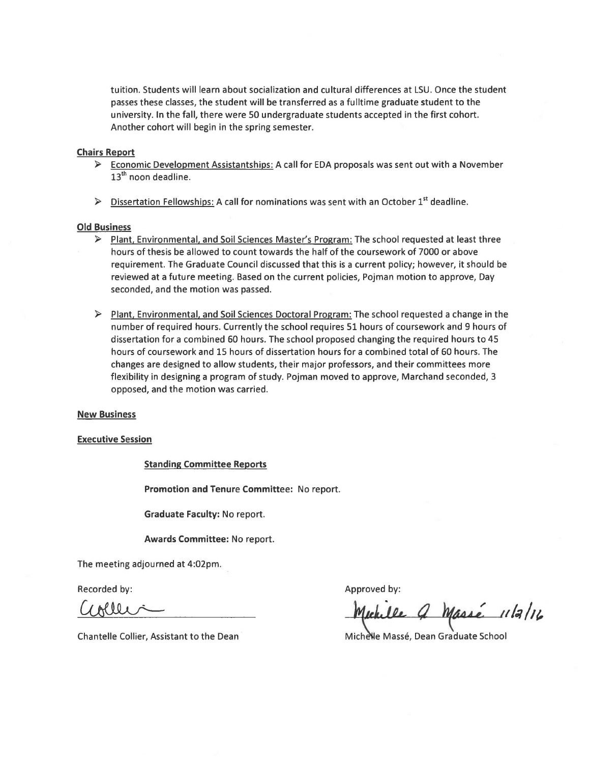tuition. Students will learn about socialization and cultural differences at LSU. Once the student passes these classes, the student will be transferred as a fulltime graduate student to the university. In the fall, there were 50 undergraduate students accepted in the first cohort. Another cohort will begin in the spring semester.

**Chairs Report**

- Economic Development Assistantships: A call for EDA proposals was sent out with a November 13th noon deadline.
- Dissertation Fellowships: A call for nominations was sent with an October 1st deadline.

**Old Business**

- Plant, Environmental, and Soil Sciences Master's Program: The school requested at least three hours of thesis be allowed to count towards the half of the coursework of 7000 or above requirement. The Graduate Council discussed that this is a current policy; however, it should be reviewed at a future meeting. Based on the current policies, Pojman motion to approve, Day seconded, and the motion was passed.
- Plant, Environmental, and Soil Sciences Doctoral Program: The school requested a change in the number of required hours. Currently the school requires 51 hours of coursework and 9 hours of dissertation for a combined 60 hours. The school proposed changing the required hours to 45 hours of coursework and 15 hours of dissertation hours for a combined total of 60 hours. The changes are designed to allow students, their major professors, and their committees more flexibility in designing a program of study. Pojman moved to approve, Marchand seconded, 3 opposed, and the motion was carried.

**New Business**

**Executive Session**

**Standing Committee Reports**

**Promotion and Tenure Committee:** No report.

**Graduate Faculty:** No report.

**Awards Committee:** No report.

The meeting adjourned at 4:02pm.

Recorded by:

Collier

Chantelle Collier, Assistant to the Dean

Approved by:

Michelle A Massé 11/2/16

Michelle Massé, Dean Graduate School